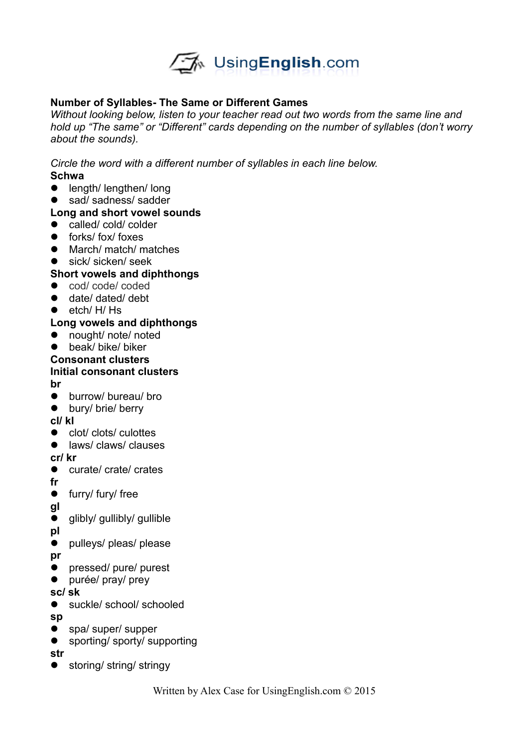UsingEnglish.com

## Number of Syllables- The Same or Different Games

*Without looking below, listen to your teacher read out two words from the same line and hold up "The same" or "Different" cards depending on the number of syllables (don't worry about the sounds).*

*Circle the word with a different number of syllables in each line below.*

**Schwa**

- length/ lengthen/ long
- sad/ sadness/ sadder

**Long and short vowel sounds**

- called/ cold/ colder
- forks/ fox/ foxes
- March/ match/ matches
- sick/ sicken/ seek

**Short vowels and diphthongs**

- cod/ code/ coded
- date/ dated/ debt
- etch/ H/ Hs

**Long vowels and diphthongs**

- nought/ note/ noted
- beak/ bike/ biker

**Consonant clusters**

**Initial consonant clusters**

**br**

- burrow/ bureau/ bro
- bury/ brie/ berry

**cl/ kl**

- clot/ clots/ culottes
- laws/ claws/ clauses

**cr/ kr**

- curate/ crate/ crates

**fr**

- furry/ fury/ free

**gl**

- glibly/ gullibly/ gullible

**pl**

- pulleys/ pleas/ please

**pr**

- pressed/ pure/ purest
- purée/ pray/ prey

**sc/ sk**

- suckle/ school/ schooled

**sp**

- spa/ super/ supper
- sporting/ sporty/ supporting

**str**

- storing/ string/ stringy

Written by Alex Case for UsingEnglish.com © 2015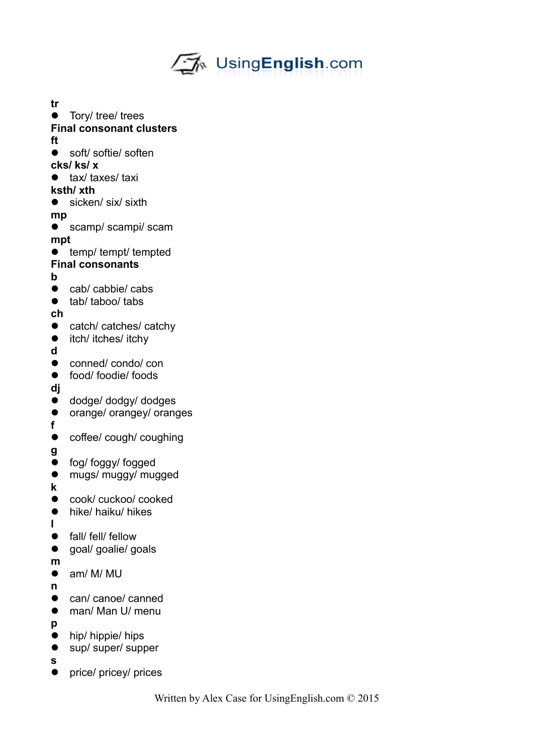**tr**

- Tory/ tree/ trees

**Final consonant clusters**

**ft**

- soft/ softie/ soften

**cks/ ks/ x**

- tax/ taxes/ taxi

**ksth/ xth**

- sicken/ six/ sixth

**mp**

- scamp/ scampi/ scam

**mpt**

- temp/ tempt/ tempted

**Final consonants**

**b**

- cab/ cabbie/ cabs
- tab/ taboo/ tabs

**ch**

- catch/ catches/ catchy
- itch/ itches/ itchy

**d**

- conned/ condo/ con
- food/ foodie/ foods

**dj**

- dodge/ dodgy/ dodges
- orange/ orangey/ oranges

**f**

- coffee/ cough/ coughing

**g**

- fog/ foggy/ fogged
- mugs/ muggy/ mugged

**k**

- cook/ cuckoo/ cooked
- hike/ haiku/ hikes

**l**

- fall/ fell/ fellow
- goal/ goalie/ goals

**m**

- am/ M/ MU

**n**

- can/ canoe/ canned
- man/ Man U/ menu

**p**

- hip/ hippie/ hips
- sup/ super/ supper

**s**

- price/ pricey/ prices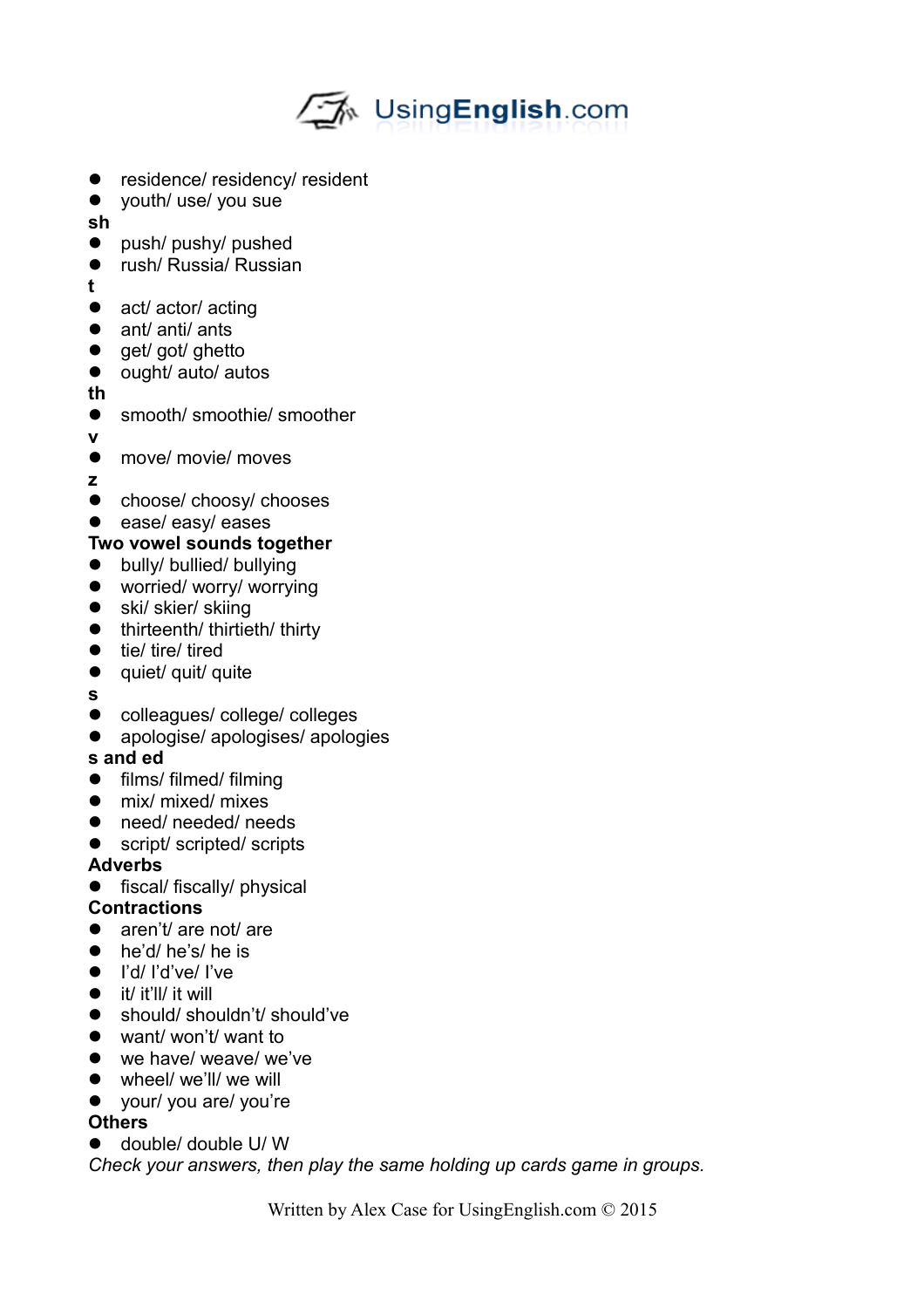- residence/ residency/ resident
- youth/ use/ you sue

**sh**

- push/ pushy/ pushed
- rush/ Russia/ Russian

**t**

- act/ actor/ acting
- ant/ anti/ ants
- get/ got/ ghetto
- ought/ auto/ autos

**th**

- smooth/ smoothie/ smoother

**v**

- move/ movie/ moves

**z**

- choose/ choosy/ chooses
- ease/ easy/ eases

**Two vowel sounds together**

- bully/ bullied/ bullying
- worried/ worry/ worrying
- ski/ skier/ skiing
- thirteenth/ thirtieth/ thirty
- tie/ tire/ tired
- quiet/ quit/ quite

**s**

- colleagues/ college/ colleges
- apologise/ apologises/ apologies

**s and ed**

- films/ filmed/ filming
- mix/ mixed/ mixes
- need/ needed/ needs
- script/ scripted/ scripts

**Adverbs**

- fiscal/ fiscally/ physical

**Contractions**

- aren't/ are not/ are
- he'd/ he's/ he is
- I'd/ I'd've/ I've
- it/ it'll/ it will
- should/ shouldn't/ should've
- want/ won't/ want to
- we have/ weave/ we've
- wheel/ we'll/ we will
- your/ you are/ you're

**Others**

- double/ double U/ W

*Check your answers, then play the same holding up cards game in groups.*

Written by Alex Case for UsingEnglish.com © 2015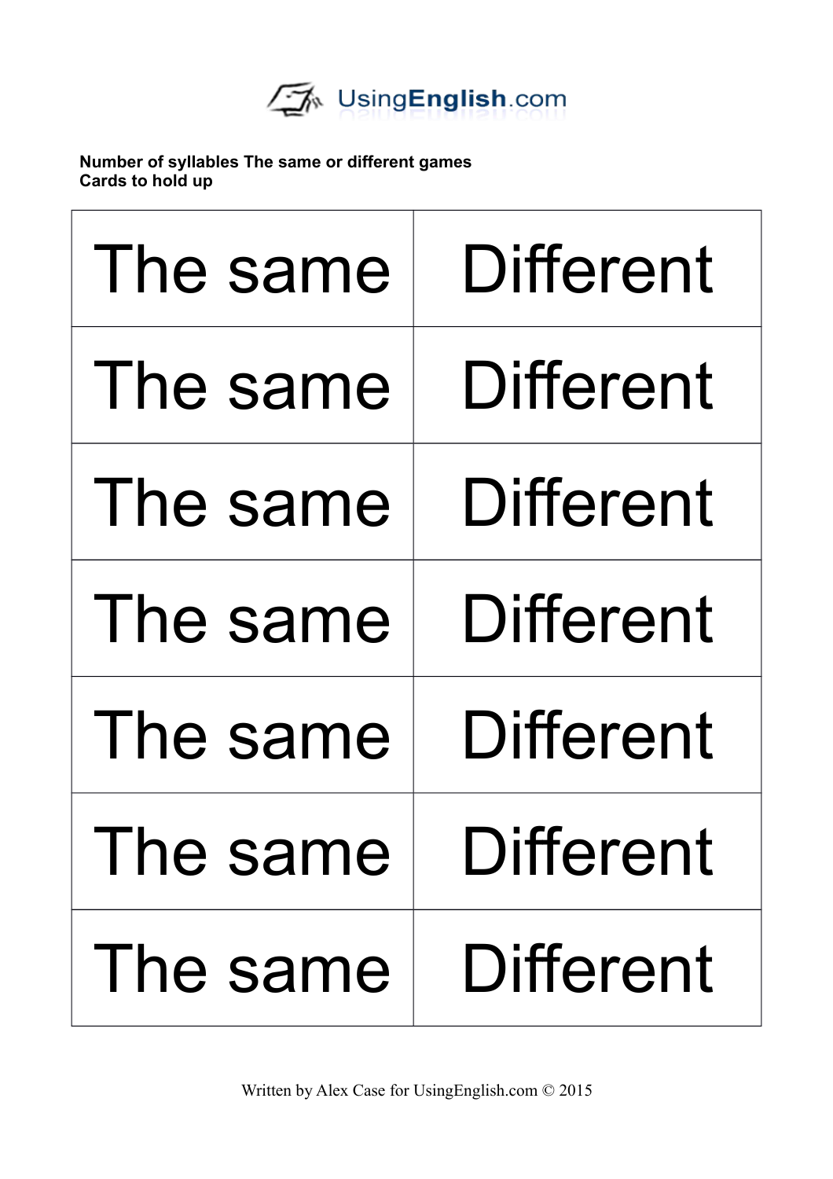**Number of syllables The same or different games**
**Cards to hold up**

| The same | Different |
|---|---|
| The same | Different |
| The same | Different |
| The same | Different |
| The same | Different |
| The same | Different |
| The same | Different |

Written by Alex Case for UsingEnglish.com © 2015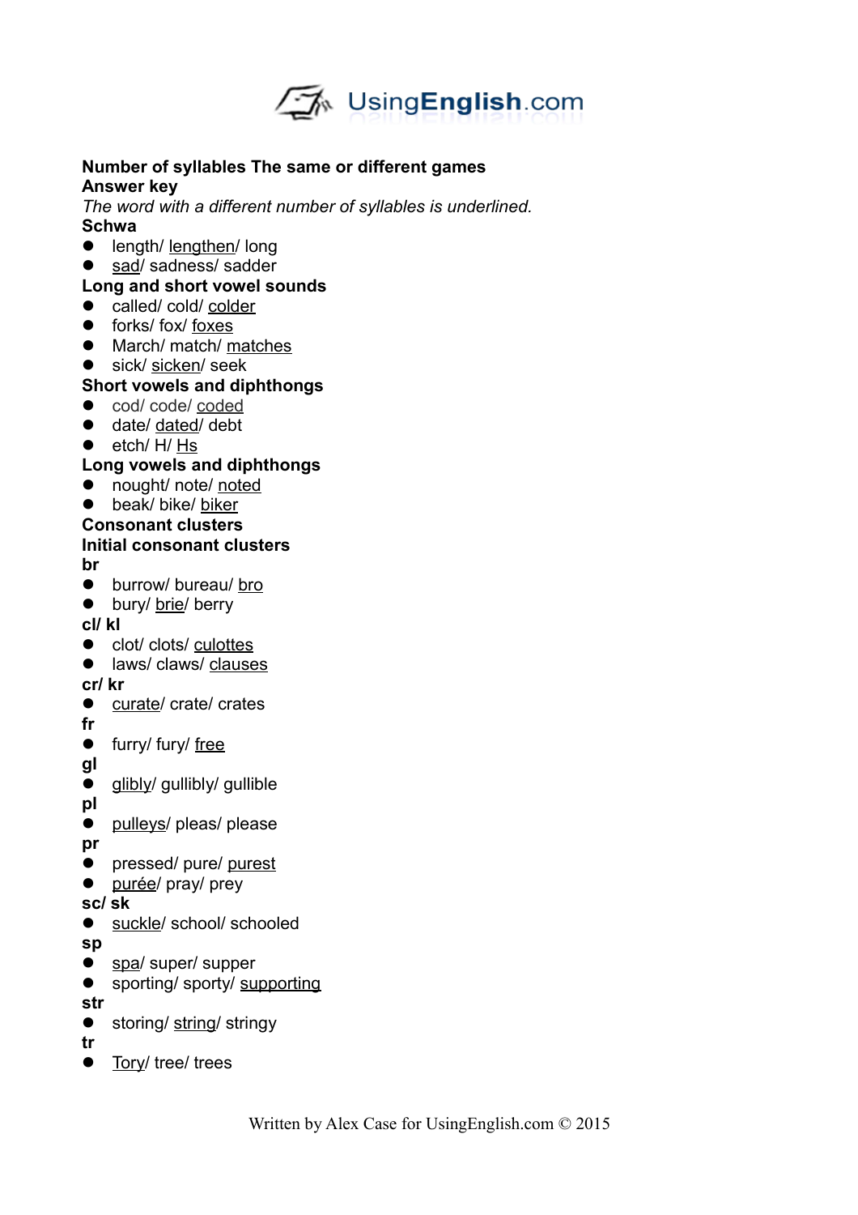**Number of syllables The same or different games**

**Answer key**

*The word with a different number of syllables is underlined.*

**Schwa**

- length/ <u>lengthen</u>/ long
- <u>sad</u>/ sadness/ sadder

**Long and short vowel sounds**

- called/ cold/ <u>colder</u>
- forks/ fox/ <u>foxes</u>
- March/ match/ <u>matches</u>
- sick/ <u>sicken</u>/ seek

**Short vowels and diphthongs**

- cod/ code/ <u>coded</u>
- date/ <u>dated</u>/ debt
- etch/ H/ <u>Hs</u>

**Long vowels and diphthongs**

- nought/ note/ <u>noted</u>
- beak/ bike/ <u>biker</u>

**Consonant clusters**

**Initial consonant clusters**

**br**

- burrow/ bureau/ <u>bro</u>
- bury/ <u>brie</u>/ berry

**cl/ kl**

- clot/ clots/ <u>culottes</u>
- laws/ claws/ <u>clauses</u>

**cr/ kr**

- <u>curate</u>/ crate/ crates

**fr**

- furry/ fury/ <u>free</u>

**gl**

- <u>glibly</u>/ gullibly/ gullible

**pl**

- <u>pulleys</u>/ pleas/ please

**pr**

- pressed/ pure/ <u>purest</u>
- <u>purée</u>/ pray/ prey

**sc/ sk**

- <u>suckle</u>/ school/ schooled

**sp**

- <u>spa</u>/ super/ supper
- sporting/ sporty/ <u>supporting</u>

**str**

- storing/ <u>string</u>/ stringy

**tr**

- <u>Tory</u>/ tree/ trees

Written by Alex Case for UsingEnglish.com © 2015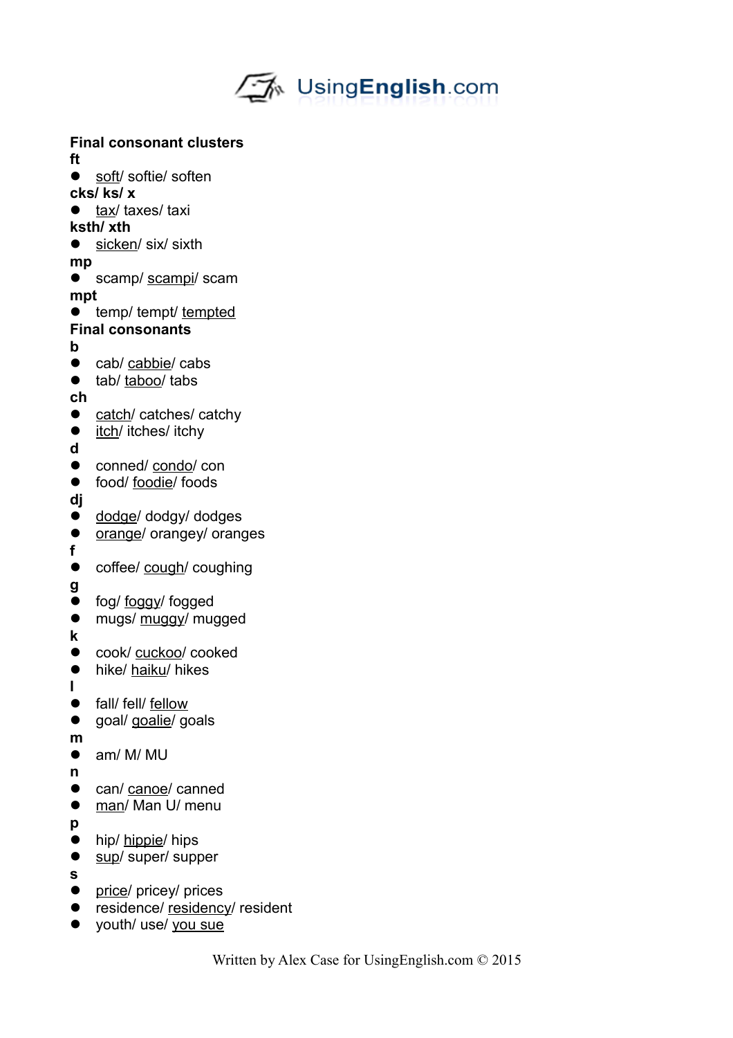**Final consonant clusters**

**ft**

- <u>soft</u>/ softie/ soften

**cks/ ks/ x**

- <u>tax</u>/ taxes/ taxi

**ksth/ xth**

- <u>sicken</u>/ six/ sixth

**mp**

- scamp/ <u>scampi</u>/ scam

**mpt**

- temp/ tempt/ <u>tempted</u>

**Final consonants**

**b**

- cab/ <u>cabbie</u>/ cabs
- tab/ <u>taboo</u>/ tabs

**ch**

- <u>catch</u>/ catches/ catchy
- <u>itch</u>/ itches/ itchy

**d**

- conned/ <u>condo</u>/ con
- food/ <u>foodie</u>/ foods

**dj**

- <u>dodge</u>/ dodgy/ dodges
- <u>orange</u>/ orangey/ oranges

**f**

- coffee/ <u>cough</u>/ coughing

**g**

- fog/ <u>foggy</u>/ fogged
- mugs/ <u>muggy</u>/ mugged

**k**

- cook/ <u>cuckoo</u>/ cooked
- hike/ <u>haiku</u>/ hikes

**l**

- fall/ fell/ <u>fellow</u>
- goal/ <u>goalie</u>/ goals

**m**

- am/ M/ MU

**n**

- can/ <u>canoe</u>/ canned
- <u>man</u>/ Man U/ menu

**p**

- hip/ <u>hippie</u>/ hips
- <u>sup</u>/ super/ supper

**s**

- <u>price</u>/ pricey/ prices
- residence/ <u>residency</u>/ resident
- youth/ use/ <u>you sue</u>

Written by Alex Case for UsingEnglish.com © 2015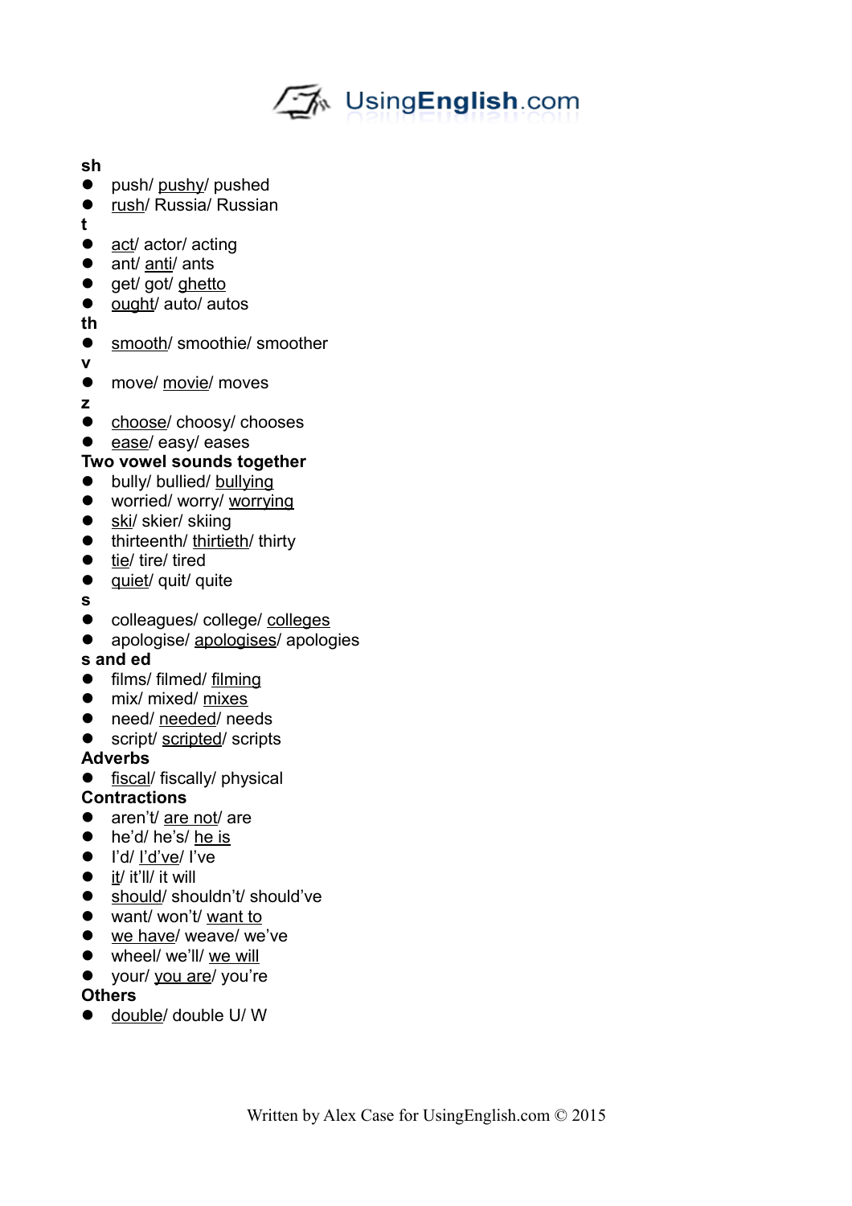**sh**

- push/ <u>pushy</u>/ pushed
- <u>rush</u>/ Russia/ Russian

**t**

- <u>act</u>/ actor/ acting
- ant/ <u>anti</u>/ ants
- get/ got/ <u>ghetto</u>
- <u>ought</u>/ auto/ autos

**th**

- <u>smooth</u>/ smoothie/ smoother

**v**

- move/ <u>movie</u>/ moves

**z**

- <u>choose</u>/ choosy/ chooses
- <u>ease</u>/ easy/ eases

**Two vowel sounds together**

- bully/ bullied/ <u>bullying</u>
- worried/ worry/ <u>worrying</u>
- <u>ski</u>/ skier/ skiing
- thirteenth/ <u>thirtieth</u>/ thirty
- <u>tie</u>/ tire/ tired
- <u>quiet</u>/ quit/ quite

**s**

- colleagues/ college/ <u>colleges</u>
- apologise/ <u>apologises</u>/ apologies

**s and ed**

- films/ filmed/ <u>filming</u>
- mix/ mixed/ <u>mixes</u>
- need/ <u>needed</u>/ needs
- script/ <u>scripted</u>/ scripts

**Adverbs**

- <u>fiscal</u>/ fiscally/ physical

**Contractions**

- aren't/ <u>are not</u>/ are
- he'd/ he's/ <u>he is</u>
- I'd/ <u>I'd've</u>/ I've
- <u>it</u>/ it'll/ it will
- <u>should</u>/ shouldn't/ should've
- want/ won't/ <u>want to</u>
- <u>we have</u>/ weave/ we've
- wheel/ we'll/ <u>we will</u>
- your/ <u>you are</u>/ you're

**Others**

- <u>double</u>/ double U/ W

Written by Alex Case for UsingEnglish.com © 2015